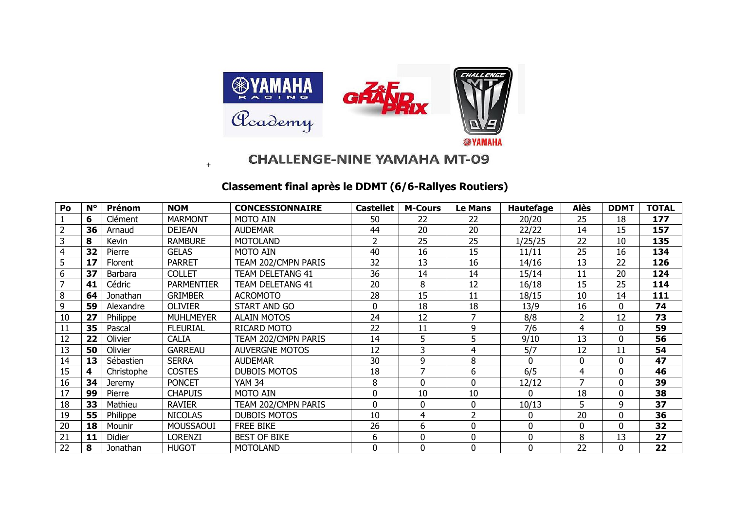# CHALLENGE-NINE YAMAHA MT-09

## Classement final après le DDMT (6/6-Rallyes Routiers)

| Po | N° | Prénom | NOM | CONCESSIONNAIRE | Castellet | M-Cours | Le Mans | Hautefage | Alès | DDMT | TOTAL |
|---|---|---|---|---|---|---|---|---|---|---|---|
| 1 | **6** | Clément | MARMONT | MOTO AIN | 50 | 22 | 22 | 20/20 | 25 | 18 | **177** |
| 2 | **36** | Arnaud | DEJEAN | AUDEMAR | 44 | 20 | 20 | 22/22 | 14 | 15 | **157** |
| 3 | **8** | Kevin | RAMBURE | MOTOLAND | 2 | 25 | 25 | 1/25/25 | 22 | 10 | **135** |
| 4 | **32** | Pierre | GELAS | MOTO AIN | 40 | 16 | 15 | 11/11 | 25 | 16 | **134** |
| 5 | **17** | Florent | PARRET | TEAM 202/CMPN PARIS | 32 | 13 | 16 | 14/16 | 13 | 22 | **126** |
| 6 | **37** | Barbara | COLLET | TEAM DELETANG 41 | 36 | 14 | 14 | 15/14 | 11 | 20 | **124** |
| 7 | **41** | Cédric | PARMENTIER | TEAM DELETANG 41 | 20 | 8 | 12 | 16/18 | 15 | 25 | **114** |
| 8 | **64** | Jonathan | GRIMBER | ACROMOTO | 28 | 15 | 11 | 18/15 | 10 | 14 | **111** |
| 9 | **59** | Alexandre | OLIVIER | START AND GO | 0 | 18 | 18 | 13/9 | 16 | 0 | **74** |
| 10 | **27** | Philippe | MUHLMEYER | ALAIN MOTOS | 24 | 12 | 7 | 8/8 | 2 | 12 | **73** |
| 11 | **35** | Pascal | FLEURIAL | RICARD MOTO | 22 | 11 | 9 | 7/6 | 4 | 0 | **59** |
| 12 | **22** | Olivier | CALIA | TEAM 202/CMPN PARIS | 14 | 5 | 5 | 9/10 | 13 | 0 | **56** |
| 13 | **50** | Olivier | GARREAU | AUVERGNE MOTOS | 12 | 3 | 4 | 5/7 | 12 | 11 | **54** |
| 14 | **13** | Sébastien | SERRA | AUDEMAR | 30 | 9 | 8 | 0 | 0 | 0 | **47** |
| 15 | **4** | Christophe | COSTES | DUBOIS MOTOS | 18 | 7 | 6 | 6/5 | 4 | 0 | **46** |
| 16 | **34** | Jeremy | PONCET | YAM 34 | 8 | 0 | 0 | 12/12 | 7 | 0 | **39** |
| 17 | **99** | Pierre | CHAPUIS | MOTO AIN | 0 | 10 | 10 | 0 | 18 | 0 | **38** |
| 18 | **33** | Mathieu | RAVIER | TEAM 202/CMPN PARIS | 0 | 0 | 0 | 10/13 | 5 | 9 | **37** |
| 19 | **55** | Philippe | NICOLAS | DUBOIS MOTOS | 10 | 4 | 2 | 0 | 20 | 0 | **36** |
| 20 | **18** | Mounir | MOUSSAOUI | FREE BIKE | 26 | 6 | 0 | 0 | 0 | 0 | **32** |
| 21 | **11** | Didier | LORENZI | BEST OF BIKE | 6 | 0 | 0 | 0 | 8 | 13 | **27** |
| 22 | **8** | Jonathan | HUGOT | MOTOLAND | 0 | 0 | 0 | 0 | 22 | 0 | **22** |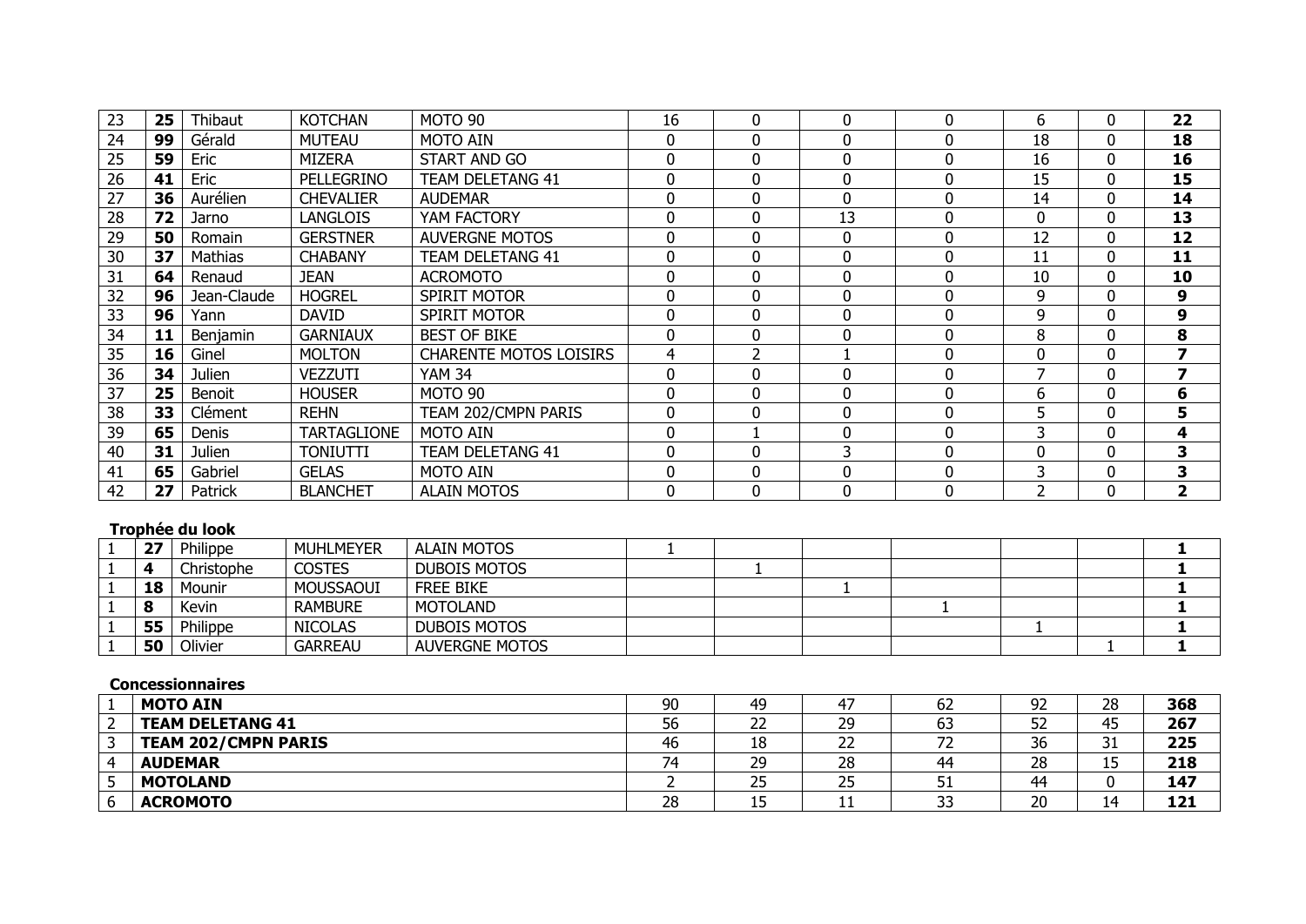| | | | | | | | | | | | |
|---|---|---|---|---|---|---|---|---|---|---|---|
| 23 | **25** | Thibaut | KOTCHAN | MOTO 90 | 16 | 0 | 0 | 0 | 6 | 0 | **22** |
| 24 | **99** | Gérald | MUTEAU | MOTO AIN | 0 | 0 | 0 | 0 | 18 | 0 | **18** |
| 25 | **59** | Eric | MIZERA | START AND GO | 0 | 0 | 0 | 0 | 16 | 0 | **16** |
| 26 | **41** | Eric | PELLEGRINO | TEAM DELETANG 41 | 0 | 0 | 0 | 0 | 15 | 0 | **15** |
| 27 | **36** | Aurélien | CHEVALIER | AUDEMAR | 0 | 0 | 0 | 0 | 14 | 0 | **14** |
| 28 | **72** | Jarno | LANGLOIS | YAM FACTORY | 0 | 0 | 13 | 0 | 0 | 0 | **13** |
| 29 | **50** | Romain | GERSTNER | AUVERGNE MOTOS | 0 | 0 | 0 | 0 | 12 | 0 | **12** |
| 30 | **37** | Mathias | CHABANY | TEAM DELETANG 41 | 0 | 0 | 0 | 0 | 11 | 0 | **11** |
| 31 | **64** | Renaud | JEAN | ACROMOTO | 0 | 0 | 0 | 0 | 10 | 0 | **10** |
| 32 | **96** | Jean-Claude | HOGREL | SPIRIT MOTOR | 0 | 0 | 0 | 0 | 9 | 0 | **9** |
| 33 | **96** | Yann | DAVID | SPIRIT MOTOR | 0 | 0 | 0 | 0 | 9 | 0 | **9** |
| 34 | **11** | Benjamin | GARNIAUX | BEST OF BIKE | 0 | 0 | 0 | 0 | 8 | 0 | **8** |
| 35 | **16** | Ginel | MOLTON | CHARENTE MOTOS LOISIRS | 4 | 2 | 1 | 0 | 0 | 0 | **7** |
| 36 | **34** | Julien | VEZZUTI | YAM 34 | 0 | 0 | 0 | 0 | 7 | 0 | **7** |
| 37 | **25** | Benoit | HOUSER | MOTO 90 | 0 | 0 | 0 | 0 | 6 | 0 | **6** |
| 38 | **33** | Clément | REHN | TEAM 202/CMPN PARIS | 0 | 0 | 0 | 0 | 5 | 0 | **5** |
| 39 | **65** | Denis | TARTAGLIONE | MOTO AIN | 0 | 1 | 0 | 0 | 3 | 0 | **4** |
| 40 | **31** | Julien | TONIUTTI | TEAM DELETANG 41 | 0 | 0 | 3 | 0 | 0 | 0 | **3** |
| 41 | **65** | Gabriel | GELAS | MOTO AIN | 0 | 0 | 0 | 0 | 3 | 0 | **3** |
| 42 | **27** | Patrick | BLANCHET | ALAIN MOTOS | 0 | 0 | 0 | 0 | 2 | 0 | **2** |

**Trophée du look**

| | | | | | | | | | | | |
|---|---|---|---|---|---|---|---|---|---|---|---|
| 1 | **27** | Philippe | MUHLMEYER | ALAIN MOTOS | 1 | | | | | | **1** |
| 1 | **4** | Christophe | COSTES | DUBOIS MOTOS | | 1 | | | | | **1** |
| 1 | **18** | Mounir | MOUSSAOUI | FREE BIKE | | | 1 | | | | **1** |
| 1 | **8** | Kevin | RAMBURE | MOTOLAND | | | | 1 | | | **1** |
| 1 | **55** | Philippe | NICOLAS | DUBOIS MOTOS | | | | | 1 | | **1** |
| 1 | **50** | Olivier | GARREAU | AUVERGNE MOTOS | | | | | | 1 | **1** |

**Concessionnaires**

| | | | | | | | | |
|---|---|---|---|---|---|---|---|---|
| 1 | **MOTO AIN** | 90 | 49 | 47 | 62 | 92 | 28 | **368** |
| 2 | **TEAM DELETANG 41** | 56 | 22 | 29 | 63 | 52 | 45 | **267** |
| 3 | **TEAM 202/CMPN PARIS** | 46 | 18 | 22 | 72 | 36 | 31 | **225** |
| 4 | **AUDEMAR** | 74 | 29 | 28 | 44 | 28 | 15 | **218** |
| 5 | **MOTOLAND** | 2 | 25 | 25 | 51 | 44 | 0 | **147** |
| 6 | **ACROMOTO** | 28 | 15 | 11 | 33 | 20 | 14 | **121** |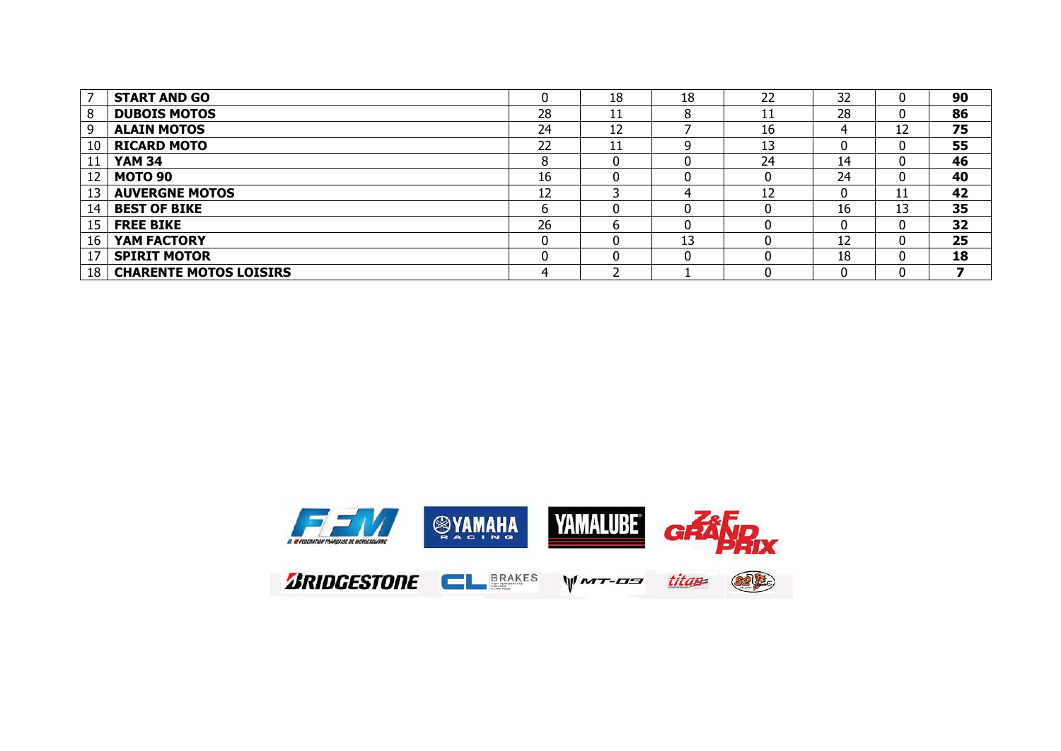| | | | | | | | | |
|---|---|---|---|---|---|---|---|---|
| 7 | **START AND GO** | 0 | 18 | 18 | 22 | 32 | 0 | **90** |
| 8 | **DUBOIS MOTOS** | 28 | 11 | 8 | 11 | 28 | 0 | **86** |
| 9 | **ALAIN MOTOS** | 24 | 12 | 7 | 16 | 4 | 12 | **75** |
| 10 | **RICARD MOTO** | 22 | 11 | 9 | 13 | 0 | 0 | **55** |
| 11 | **YAM 34** | 8 | 0 | 0 | 24 | 14 | 0 | **46** |
| 12 | **MOTO 90** | 16 | 0 | 0 | 0 | 24 | 0 | **40** |
| 13 | **AUVERGNE MOTOS** | 12 | 3 | 4 | 12 | 0 | 11 | **42** |
| 14 | **BEST OF BIKE** | 6 | 0 | 0 | 0 | 16 | 13 | **35** |
| 15 | **FREE BIKE** | 26 | 6 | 0 | 0 | 0 | 0 | **32** |
| 16 | **YAM FACTORY** | 0 | 0 | 13 | 0 | 12 | 0 | **25** |
| 17 | **SPIRIT MOTOR** | 0 | 0 | 0 | 0 | 18 | 0 | **18** |
| 18 | **CHARENTE MOTOS LOISIRS** | 4 | 2 | 1 | 0 | 0 | 0 | **7** |